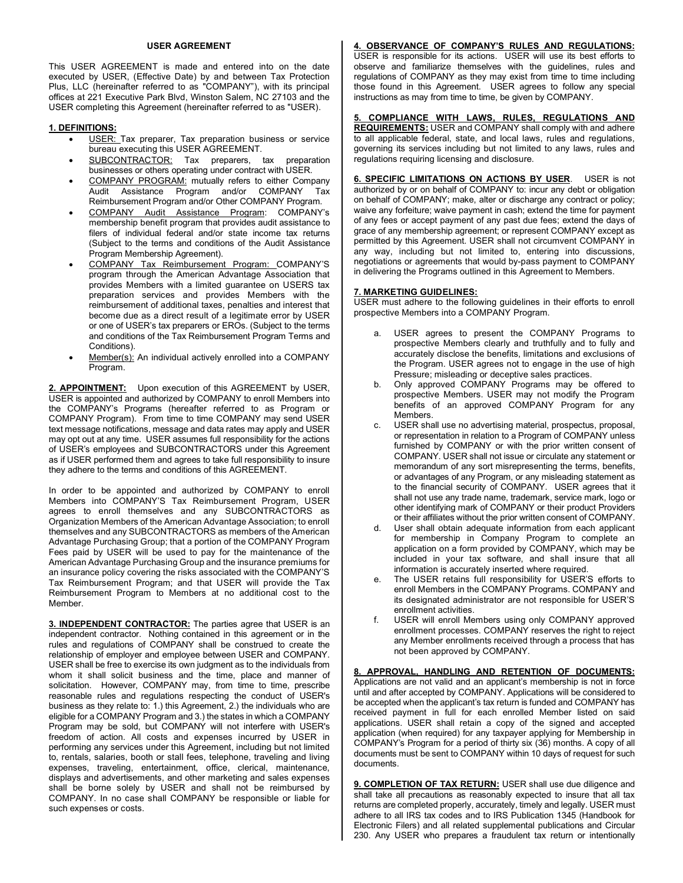# USER AGREEMENT

This USER AGREEMENT is made and entered into on the date executed by USER, (Effective Date) by and between Tax Protection Plus, LLC (hereinafter referred to as "COMPANY"), with its principal offices at 221 Executive Park Blvd, Winston Salem, NC 27103 and the USER completing this Agreement (hereinafter referred to as "USER).

**1. DEFINITIONS:**

- USER: Tax preparer, Tax preparation business or service bureau executing this USER AGREEMENT.
- SUBCONTRACTOR: Tax preparers, tax preparation businesses or others operating under contract with USER.
- COMPANY PROGRAM: mutually refers to either Company Audit Assistance Program and/or COMPANY Tax Reimbursement Program and/or Other COMPANY Program.
- COMPANY Audit Assistance Program: COMPANY's membership benefit program that provides audit assistance to filers of individual federal and/or state income tax returns (Subject to the terms and conditions of the Audit Assistance Program Membership Agreement).
- COMPANY Tax Reimbursement Program: COMPANY'S program through the American Advantage Association that provides Members with a limited guarantee on USERS tax preparation services and provides Members with the reimbursement of additional taxes, penalties and interest that become due as a direct result of a legitimate error by USER or one of USER's tax preparers or EROs. (Subject to the terms and conditions of the Tax Reimbursement Program Terms and Conditions).
- Member(s): An individual actively enrolled into a COMPANY Program.

**2. APPOINTMENT:** Upon execution of this AGREEMENT by USER, USER is appointed and authorized by COMPANY to enroll Members into the COMPANY's Programs (hereafter referred to as Program or COMPANY Program). From time to time COMPANY may send USER text message notifications, message and data rates may apply and USER may opt out at any time. USER assumes full responsibility for the actions of USER's employees and SUBCONTRACTORS under this Agreement as if USER performed them and agrees to take full responsibility to insure they adhere to the terms and conditions of this AGREEMENT.

In order to be appointed and authorized by COMPANY to enroll Members into COMPANY'S Tax Reimbursement Program, USER agrees to enroll themselves and any SUBCONTRACTORS as Organization Members of the American Advantage Association; to enroll themselves and any SUBCONTRACTORS as members of the American Advantage Purchasing Group; that a portion of the COMPANY Program Fees paid by USER will be used to pay for the maintenance of the American Advantage Purchasing Group and the insurance premiums for an insurance policy covering the risks associated with the COMPANY'S Tax Reimbursement Program; and that USER will provide the Tax Reimbursement Program to Members at no additional cost to the Member.

**3. INDEPENDENT CONTRACTOR:** The parties agree that USER is an independent contractor. Nothing contained in this agreement or in the rules and regulations of COMPANY shall be construed to create the relationship of employer and employee between USER and COMPANY. USER shall be free to exercise its own judgment as to the individuals from whom it shall solicit business and the time, place and manner of solicitation. However, COMPANY may, from time to time, prescribe reasonable rules and regulations respecting the conduct of USER's business as they relate to: 1.) this Agreement, 2.) the individuals who are eligible for a COMPANY Program and 3.) the states in which a COMPANY Program may be sold, but COMPANY will not interfere with USER's freedom of action. All costs and expenses incurred by USER in performing any services under this Agreement, including but not limited to, rentals, salaries, booth or stall fees, telephone, traveling and living expenses, traveling, entertainment, office, clerical, maintenance, displays and advertisements, and other marketing and sales expenses shall be borne solely by USER and shall not be reimbursed by COMPANY. In no case shall COMPANY be responsible or liable for such expenses or costs.

**4. OBSERVANCE OF COMPANY'S RULES AND REGULATIONS:** USER is responsible for its actions. USER will use its best efforts to observe and familiarize themselves with the guidelines, rules and regulations of COMPANY as they may exist from time to time including those found in this Agreement. USER agrees to follow any special instructions as may from time to time, be given by COMPANY.

**5. COMPLIANCE WITH LAWS, RULES, REGULATIONS AND REQUIREMENTS:** USER and COMPANY shall comply with and adhere to all applicable federal, state, and local laws, rules and regulations, governing its services including but not limited to any laws, rules and regulations requiring licensing and disclosure.

**6. SPECIFIC LIMITATIONS ON ACTIONS BY USER**. USER is not authorized by or on behalf of COMPANY to: incur any debt or obligation on behalf of COMPANY; make, alter or discharge any contract or policy; waive any forfeiture; waive payment in cash; extend the time for payment of any fees or accept payment of any past due fees; extend the days of grace of any membership agreement; or represent COMPANY except as permitted by this Agreement. USER shall not circumvent COMPANY in any way, including but not limited to, entering into discussions, negotiations or agreements that would by-pass payment to COMPANY in delivering the Programs outlined in this Agreement to Members.

**7. MARKETING GUIDELINES:**
USER must adhere to the following guidelines in their efforts to enroll prospective Members into a COMPANY Program.

a. USER agrees to present the COMPANY Programs to prospective Members clearly and truthfully and to fully and accurately disclose the benefits, limitations and exclusions of the Program. USER agrees not to engage in the use of high Pressure; misleading or deceptive sales practices.

b. Only approved COMPANY Programs may be offered to prospective Members. USER may not modify the Program benefits of an approved COMPANY Program for any Members.

c. USER shall use no advertising material, prospectus, proposal, or representation in relation to a Program of COMPANY unless furnished by COMPANY or with the prior written consent of COMPANY. USER shall not issue or circulate any statement or memorandum of any sort misrepresenting the terms, benefits, or advantages of any Program, or any misleading statement as to the financial security of COMPANY. USER agrees that it shall not use any trade name, trademark, service mark, logo or other identifying mark of COMPANY or their product Providers or their affiliates without the prior written consent of COMPANY.

d. User shall obtain adequate information from each applicant for membership in Company Program to complete an application on a form provided by COMPANY, which may be included in your tax software, and shall insure that all information is accurately inserted where required.

e. The USER retains full responsibility for USER'S efforts to enroll Members in the COMPANY Programs. COMPANY and its designated administrator are not responsible for USER'S enrollment activities.

f. USER will enroll Members using only COMPANY approved enrollment processes. COMPANY reserves the right to reject any Member enrollments received through a process that has not been approved by COMPANY.

**8. APPROVAL, HANDLING AND RETENTION OF DOCUMENTS:** Applications are not valid and an applicant's membership is not in force until and after accepted by COMPANY. Applications will be considered to be accepted when the applicant's tax return is funded and COMPANY has received payment in full for each enrolled Member listed on said applications. USER shall retain a copy of the signed and accepted application (when required) for any taxpayer applying for Membership in COMPANY's Program for a period of thirty six (36) months. A copy of all documents must be sent to COMPANY within 10 days of request for such documents.

**9. COMPLETION OF TAX RETURN:** USER shall use due diligence and shall take all precautions as reasonably expected to insure that all tax returns are completed properly, accurately, timely and legally. USER must adhere to all IRS tax codes and to IRS Publication 1345 (Handbook for Electronic Filers) and all related supplemental publications and Circular 230. Any USER who prepares a fraudulent tax return or intentionally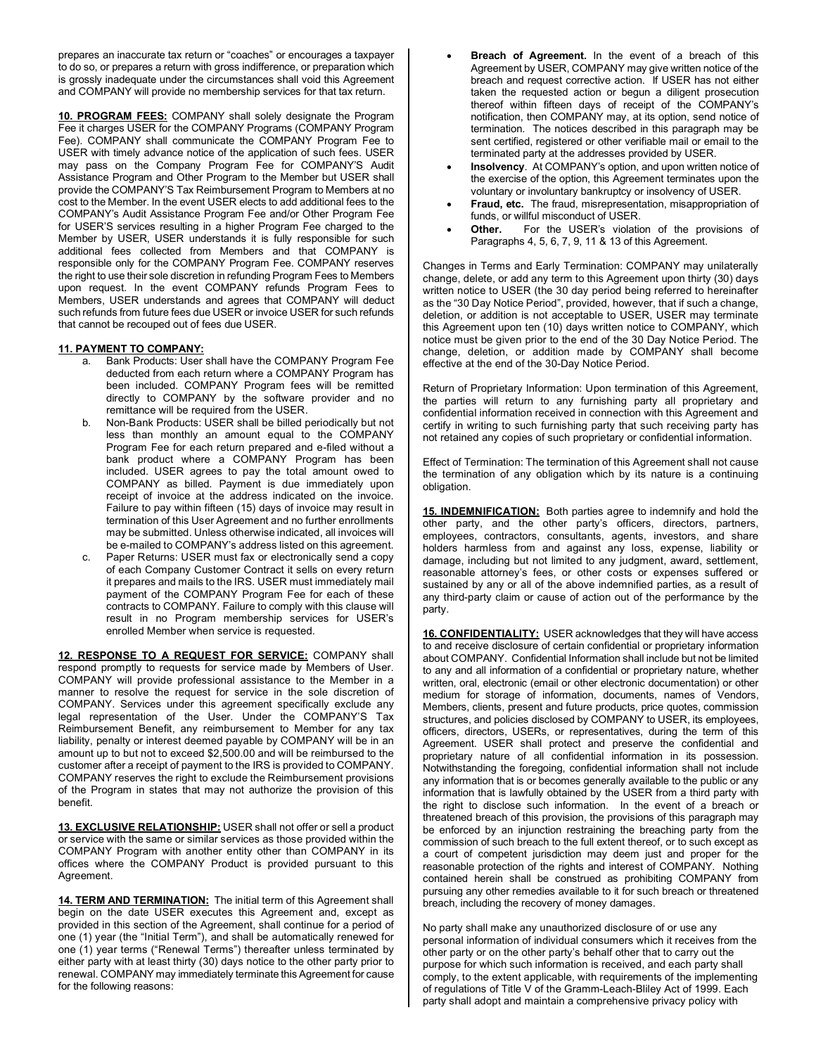prepares an inaccurate tax return or "coaches" or encourages a taxpayer to do so, or prepares a return with gross indifference, or preparation which is grossly inadequate under the circumstances shall void this Agreement and COMPANY will provide no membership services for that tax return.

**10. PROGRAM FEES:** COMPANY shall solely designate the Program Fee it charges USER for the COMPANY Programs (COMPANY Program Fee). COMPANY shall communicate the COMPANY Program Fee to USER with timely advance notice of the application of such fees. USER may pass on the Company Program Fee for COMPANY'S Audit Assistance Program and Other Program to the Member but USER shall provide the COMPANY'S Tax Reimbursement Program to Members at no cost to the Member. In the event USER elects to add additional fees to the COMPANY's Audit Assistance Program Fee and/or Other Program Fee for USER'S services resulting in a higher Program Fee charged to the Member by USER, USER understands it is fully responsible for such additional fees collected from Members and that COMPANY is responsible only for the COMPANY Program Fee. COMPANY reserves the right to use their sole discretion in refunding Program Fees to Members upon request. In the event COMPANY refunds Program Fees to Members, USER understands and agrees that COMPANY will deduct such refunds from future fees due USER or invoice USER for such refunds that cannot be recouped out of fees due USER.

**11. PAYMENT TO COMPANY:**

a. Bank Products: User shall have the COMPANY Program Fee deducted from each return where a COMPANY Program has been included. COMPANY Program fees will be remitted directly to COMPANY by the software provider and no remittance will be required from the USER.
b. Non-Bank Products: USER shall be billed periodically but not less than monthly an amount equal to the COMPANY Program Fee for each return prepared and e-filed without a bank product where a COMPANY Program has been included. USER agrees to pay the total amount owed to COMPANY as billed. Payment is due immediately upon receipt of invoice at the address indicated on the invoice. Failure to pay within fifteen (15) days of invoice may result in termination of this User Agreement and no further enrollments may be submitted. Unless otherwise indicated, all invoices will be e-mailed to COMPANY's address listed on this agreement.
c. Paper Returns: USER must fax or electronically send a copy of each Company Customer Contract it sells on every return it prepares and mails to the IRS. USER must immediately mail payment of the COMPANY Program Fee for each of these contracts to COMPANY. Failure to comply with this clause will result in no Program membership services for USER's enrolled Member when service is requested.

**12. RESPONSE TO A REQUEST FOR SERVICE:** COMPANY shall respond promptly to requests for service made by Members of User. COMPANY will provide professional assistance to the Member in a manner to resolve the request for service in the sole discretion of COMPANY. Services under this agreement specifically exclude any legal representation of the User. Under the COMPANY'S Tax Reimbursement Benefit, any reimbursement to Member for any tax liability, penalty or interest deemed payable by COMPANY will be in an amount up to but not to exceed $2,500.00 and will be reimbursed to the customer after a receipt of payment to the IRS is provided to COMPANY. COMPANY reserves the right to exclude the Reimbursement provisions of the Program in states that may not authorize the provision of this benefit.

**13. EXCLUSIVE RELATIONSHIP:** USER shall not offer or sell a product or service with the same or similar services as those provided within the COMPANY Program with another entity other than COMPANY in its offices where the COMPANY Product is provided pursuant to this Agreement.

**14. TERM AND TERMINATION:** The initial term of this Agreement shall begin on the date USER executes this Agreement and, except as provided in this section of the Agreement, shall continue for a period of one (1) year (the "Initial Term"), and shall be automatically renewed for one (1) year terms ("Renewal Terms") thereafter unless terminated by either party with at least thirty (30) days notice to the other party prior to renewal. COMPANY may immediately terminate this Agreement for cause for the following reasons:

- **Breach of Agreement.** In the event of a breach of this Agreement by USER, COMPANY may give written notice of the breach and request corrective action. If USER has not either taken the requested action or begun a diligent prosecution thereof within fifteen days of receipt of the COMPANY's notification, then COMPANY may, at its option, send notice of termination. The notices described in this paragraph may be sent certified, registered or other verifiable mail or email to the terminated party at the addresses provided by USER.
- **Insolvency**. At COMPANY's option, and upon written notice of the exercise of the option, this Agreement terminates upon the voluntary or involuntary bankruptcy or insolvency of USER.
- **Fraud, etc.** The fraud, misrepresentation, misappropriation of funds, or willful misconduct of USER.
- **Other.** For the USER's violation of the provisions of Paragraphs 4, 5, 6, 7, 9, 11 & 13 of this Agreement.

Changes in Terms and Early Termination: COMPANY may unilaterally change, delete, or add any term to this Agreement upon thirty (30) days written notice to USER (the 30 day period being referred to hereinafter as the "30 Day Notice Period", provided, however, that if such a change, deletion, or addition is not acceptable to USER, USER may terminate this Agreement upon ten (10) days written notice to COMPANY, which notice must be given prior to the end of the 30 Day Notice Period. The change, deletion, or addition made by COMPANY shall become effective at the end of the 30-Day Notice Period.

Return of Proprietary Information: Upon termination of this Agreement, the parties will return to any furnishing party all proprietary and confidential information received in connection with this Agreement and certify in writing to such furnishing party that such receiving party has not retained any copies of such proprietary or confidential information.

Effect of Termination: The termination of this Agreement shall not cause the termination of any obligation which by its nature is a continuing obligation.

**15. INDEMNIFICATION:** Both parties agree to indemnify and hold the other party, and the other party's officers, directors, partners, employees, contractors, consultants, agents, investors, and share holders harmless from and against any loss, expense, liability or damage, including but not limited to any judgment, award, settlement, reasonable attorney's fees, or other costs or expenses suffered or sustained by any or all of the above indemnified parties, as a result of any third-party claim or cause of action out of the performance by the party.

**16. CONFIDENTIALITY:** USER acknowledges that they will have access to and receive disclosure of certain confidential or proprietary information about COMPANY. Confidential Information shall include but not be limited to any and all information of a confidential or proprietary nature, whether written, oral, electronic (email or other electronic documentation) or other medium for storage of information, documents, names of Vendors, Members, clients, present and future products, price quotes, commission structures, and policies disclosed by COMPANY to USER, its employees, officers, directors, USERs, or representatives, during the term of this Agreement. USER shall protect and preserve the confidential and proprietary nature of all confidential information in its possession. Notwithstanding the foregoing, confidential information shall not include any information that is or becomes generally available to the public or any information that is lawfully obtained by the USER from a third party with the right to disclose such information. In the event of a breach or threatened breach of this provision, the provisions of this paragraph may be enforced by an injunction restraining the breaching party from the commission of such breach to the full extent thereof, or to such except as a court of competent jurisdiction may deem just and proper for the reasonable protection of the rights and interest of COMPANY. Nothing contained herein shall be construed as prohibiting COMPANY from pursuing any other remedies available to it for such breach or threatened breach, including the recovery of money damages.

No party shall make any unauthorized disclosure of or use any personal information of individual consumers which it receives from the other party or on the other party's behalf other that to carry out the purpose for which such information is received, and each party shall comply, to the extent applicable, with requirements of the implementing of regulations of Title V of the Gramm-Leach-Bliley Act of 1999. Each party shall adopt and maintain a comprehensive privacy policy with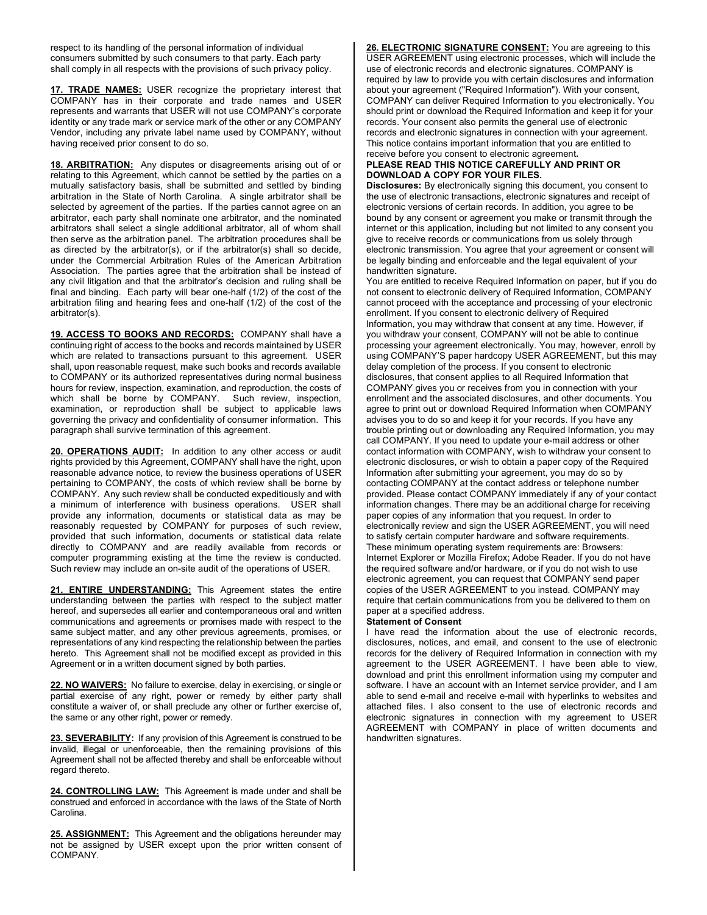respect to its handling of the personal information of individual consumers submitted by such consumers to that party. Each party shall comply in all respects with the provisions of such privacy policy.

**17. TRADE NAMES:** USER recognize the proprietary interest that COMPANY has in their corporate and trade names and USER represents and warrants that USER will not use COMPANY's corporate identity or any trade mark or service mark of the other or any COMPANY Vendor, including any private label name used by COMPANY, without having received prior consent to do so.

**18. ARBITRATION:** Any disputes or disagreements arising out of or relating to this Agreement, which cannot be settled by the parties on a mutually satisfactory basis, shall be submitted and settled by binding arbitration in the State of North Carolina. A single arbitrator shall be selected by agreement of the parties. If the parties cannot agree on an arbitrator, each party shall nominate one arbitrator, and the nominated arbitrators shall select a single additional arbitrator, all of whom shall then serve as the arbitration panel. The arbitration procedures shall be as directed by the arbitrator(s), or if the arbitrator(s) shall so decide, under the Commercial Arbitration Rules of the American Arbitration Association. The parties agree that the arbitration shall be instead of any civil litigation and that the arbitrator's decision and ruling shall be final and binding. Each party will bear one-half (1/2) of the cost of the arbitration filing and hearing fees and one-half (1/2) of the cost of the arbitrator(s).

**19. ACCESS TO BOOKS AND RECORDS:** COMPANY shall have a continuing right of access to the books and records maintained by USER which are related to transactions pursuant to this agreement. USER shall, upon reasonable request, make such books and records available to COMPANY or its authorized representatives during normal business hours for review, inspection, examination, and reproduction, the costs of which shall be borne by COMPANY. Such review, inspection, examination, or reproduction shall be subject to applicable laws governing the privacy and confidentiality of consumer information. This paragraph shall survive termination of this agreement.

**20. OPERATIONS AUDIT:** In addition to any other access or audit rights provided by this Agreement, COMPANY shall have the right, upon reasonable advance notice, to review the business operations of USER pertaining to COMPANY, the costs of which review shall be borne by COMPANY. Any such review shall be conducted expeditiously and with a minimum of interference with business operations. USER shall provide any information, documents or statistical data as may be reasonably requested by COMPANY for purposes of such review, provided that such information, documents or statistical data relate directly to COMPANY and are readily available from records or computer programming existing at the time the review is conducted. Such review may include an on-site audit of the operations of USER.

**21. ENTIRE UNDERSTANDING:** This Agreement states the entire understanding between the parties with respect to the subject matter hereof, and supersedes all earlier and contemporaneous oral and written communications and agreements or promises made with respect to the same subject matter, and any other previous agreements, promises, or representations of any kind respecting the relationship between the parties hereto. This Agreement shall not be modified except as provided in this Agreement or in a written document signed by both parties.

**22. NO WAIVERS:** No failure to exercise, delay in exercising, or single or partial exercise of any right, power or remedy by either party shall constitute a waiver of, or shall preclude any other or further exercise of, the same or any other right, power or remedy.

**23. SEVERABILITY:** If any provision of this Agreement is construed to be invalid, illegal or unenforceable, then the remaining provisions of this Agreement shall not be affected thereby and shall be enforceable without regard thereto.

**24. CONTROLLING LAW:** This Agreement is made under and shall be construed and enforced in accordance with the laws of the State of North Carolina.

**25. ASSIGNMENT:** This Agreement and the obligations hereunder may not be assigned by USER except upon the prior written consent of COMPANY.

**26. ELECTRONIC SIGNATURE CONSENT:** You are agreeing to this USER AGREEMENT using electronic processes, which will include the use of electronic records and electronic signatures. COMPANY is required by law to provide you with certain disclosures and information about your agreement ("Required Information"). With your consent, COMPANY can deliver Required Information to you electronically. You should print or download the Required Information and keep it for your records. Your consent also permits the general use of electronic records and electronic signatures in connection with your agreement. This notice contains important information that you are entitled to receive before you consent to electronic agreement**.**

**PLEASE READ THIS NOTICE CAREFULLY AND PRINT OR DOWNLOAD A COPY FOR YOUR FILES.**

**Disclosures:** By electronically signing this document, you consent to the use of electronic transactions, electronic signatures and receipt of electronic versions of certain records. In addition, you agree to be bound by any consent or agreement you make or transmit through the internet or this application, including but not limited to any consent you give to receive records or communications from us solely through electronic transmission. You agree that your agreement or consent will be legally binding and enforceable and the legal equivalent of your handwritten signature.

You are entitled to receive Required Information on paper, but if you do not consent to electronic delivery of Required Information, COMPANY cannot proceed with the acceptance and processing of your electronic enrollment. If you consent to electronic delivery of Required Information, you may withdraw that consent at any time. However, if you withdraw your consent, COMPANY will not be able to continue processing your agreement electronically. You may, however, enroll by using COMPANY'S paper hardcopy USER AGREEMENT, but this may delay completion of the process. If you consent to electronic disclosures, that consent applies to all Required Information that COMPANY gives you or receives from you in connection with your enrollment and the associated disclosures, and other documents. You agree to print out or download Required Information when COMPANY advises you to do so and keep it for your records. If you have any trouble printing out or downloading any Required Information, you may call COMPANY. If you need to update your e-mail address or other contact information with COMPANY, wish to withdraw your consent to electronic disclosures, or wish to obtain a paper copy of the Required Information after submitting your agreement, you may do so by contacting COMPANY at the contact address or telephone number provided. Please contact COMPANY immediately if any of your contact information changes. There may be an additional charge for receiving paper copies of any information that you request. In order to electronically review and sign the USER AGREEMENT, you will need to satisfy certain computer hardware and software requirements. These minimum operating system requirements are: Browsers: Internet Explorer or Mozilla Firefox; Adobe Reader. If you do not have the required software and/or hardware, or if you do not wish to use electronic agreement, you can request that COMPANY send paper copies of the USER AGREEMENT to you instead. COMPANY may require that certain communications from you be delivered to them on paper at a specified address.

**Statement of Consent**

I have read the information about the use of electronic records, disclosures, notices, and email, and consent to the use of electronic records for the delivery of Required Information in connection with my agreement to the USER AGREEMENT. I have been able to view, download and print this enrollment information using my computer and software. I have an account with an Internet service provider, and I am able to send e-mail and receive e-mail with hyperlinks to websites and attached files. I also consent to the use of electronic records and electronic signatures in connection with my agreement to USER AGREEMENT with COMPANY in place of written documents and handwritten signatures.